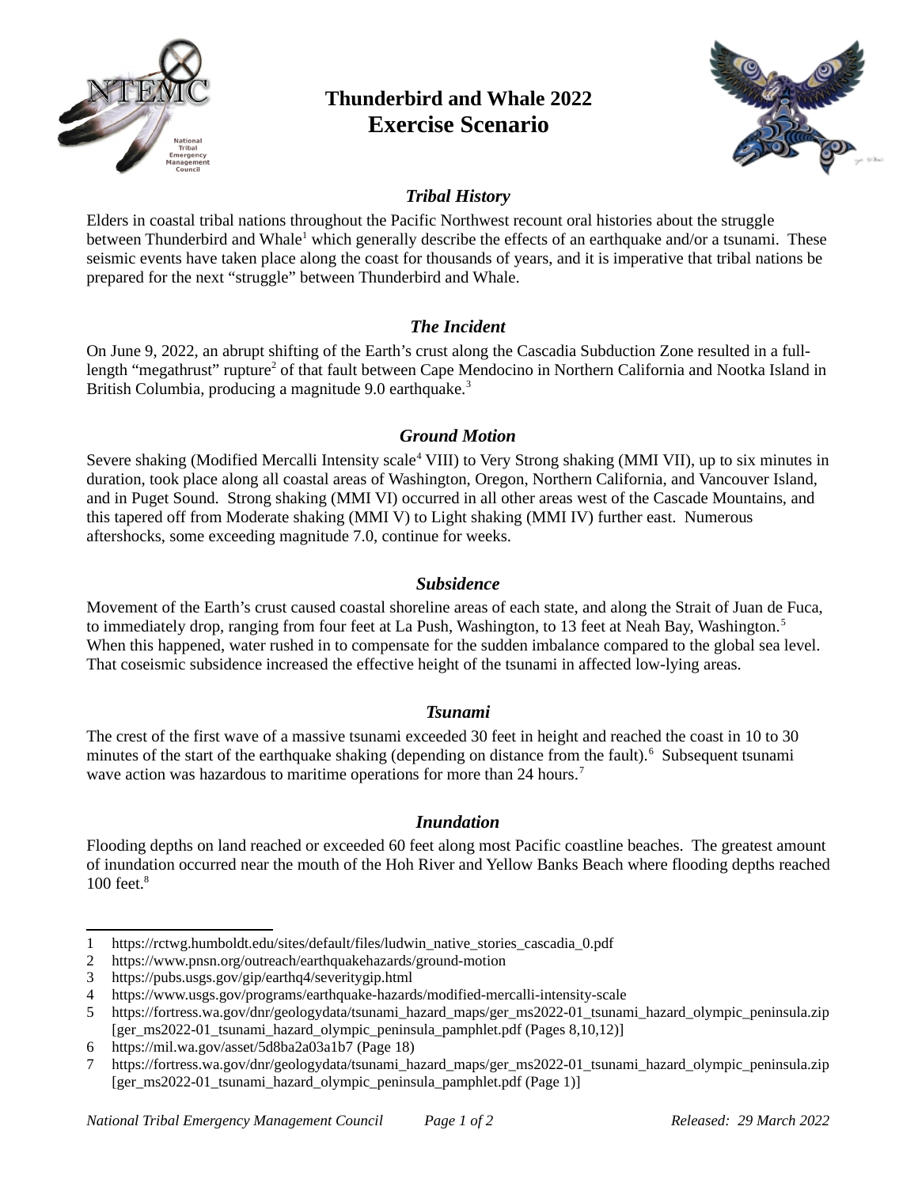# Thunderbird and Whale 2022
# Exercise Scenario

### *Tribal History*

Elders in coastal tribal nations throughout the Pacific Northwest recount oral histories about the struggle between Thunderbird and Whale[1] which generally describe the effects of an earthquake and/or a tsunami. These seismic events have taken place along the coast for thousands of years, and it is imperative that tribal nations be prepared for the next "struggle" between Thunderbird and Whale.

### *The Incident*

On June 9, 2022, an abrupt shifting of the Earth's crust along the Cascadia Subduction Zone resulted in a full-length "megathrust" rupture[2] of that fault between Cape Mendocino in Northern California and Nootka Island in British Columbia, producing a magnitude 9.0 earthquake.[3]

### *Ground Motion*

Severe shaking (Modified Mercalli Intensity scale[4] VIII) to Very Strong shaking (MMI VII), up to six minutes in duration, took place along all coastal areas of Washington, Oregon, Northern California, and Vancouver Island, and in Puget Sound. Strong shaking (MMI VI) occurred in all other areas west of the Cascade Mountains, and this tapered off from Moderate shaking (MMI V) to Light shaking (MMI IV) further east. Numerous aftershocks, some exceeding magnitude 7.0, continue for weeks.

### *Subsidence*

Movement of the Earth's crust caused coastal shoreline areas of each state, and along the Strait of Juan de Fuca, to immediately drop, ranging from four feet at La Push, Washington, to 13 feet at Neah Bay, Washington.[5] When this happened, water rushed in to compensate for the sudden imbalance compared to the global sea level. That coseismic subsidence increased the effective height of the tsunami in affected low-lying areas.

### *Tsunami*

The crest of the first wave of a massive tsunami exceeded 30 feet in height and reached the coast in 10 to 30 minutes of the start of the earthquake shaking (depending on distance from the fault).[6] Subsequent tsunami wave action was hazardous to maritime operations for more than 24 hours.[7]

### *Inundation*

Flooding depths on land reached or exceeded 60 feet along most Pacific coastline beaches. The greatest amount of inundation occurred near the mouth of the Hoh River and Yellow Banks Beach where flooding depths reached 100 feet.[8]

---

1 https://rctwg.humboldt.edu/sites/default/files/ludwin_native_stories_cascadia_0.pdf
2 https://www.pnsn.org/outreach/earthquakehazards/ground-motion
3 https://pubs.usgs.gov/gip/earthq4/severitygip.html
4 https://www.usgs.gov/programs/earthquake-hazards/modified-mercalli-intensity-scale
5 https://fortress.wa.gov/dnr/geologydata/tsunami_hazard_maps/ger_ms2022-01_tsunami_hazard_olympic_peninsula.zip [ger_ms2022-01_tsunami_hazard_olympic_peninsula_pamphlet.pdf (Pages 8,10,12)]
6 https://mil.wa.gov/asset/5d8ba2a03a1b7 (Page 18)
7 https://fortress.wa.gov/dnr/geologydata/tsunami_hazard_maps/ger_ms2022-01_tsunami_hazard_olympic_peninsula.zip [ger_ms2022-01_tsunami_hazard_olympic_peninsula_pamphlet.pdf (Page 1)]

*National Tribal Emergency Management Council* *Released: 29 March 2022*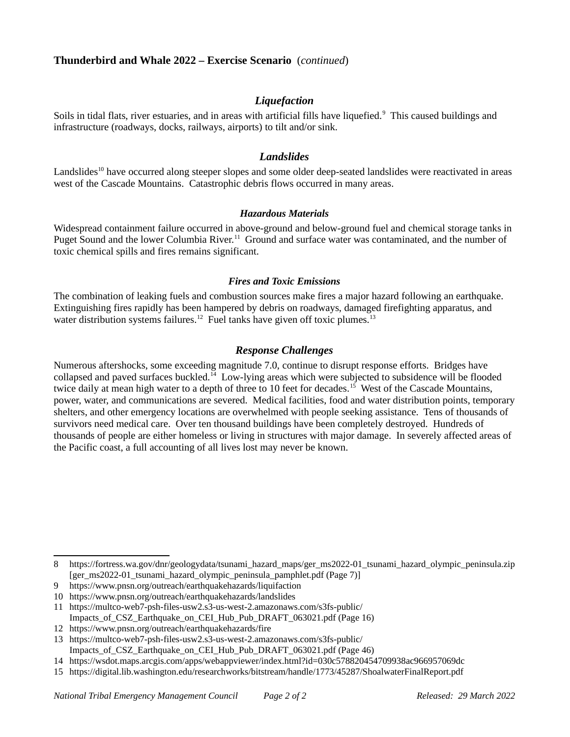**Thunderbird and Whale 2022 – Exercise Scenario** (*continued*)

### *Liquefaction*

Soils in tidal flats, river estuaries, and in areas with artificial fills have liquefied.[9] This caused buildings and infrastructure (roadways, docks, railways, airports) to tilt and/or sink.

### *Landslides*

Landslides[10] have occurred along steeper slopes and some older deep-seated landslides were reactivated in areas west of the Cascade Mountains. Catastrophic debris flows occurred in many areas.

#### *Hazardous Materials*

Widespread containment failure occurred in above-ground and below-ground fuel and chemical storage tanks in Puget Sound and the lower Columbia River.[11] Ground and surface water was contaminated, and the number of toxic chemical spills and fires remains significant.

#### *Fires and Toxic Emissions*

The combination of leaking fuels and combustion sources make fires a major hazard following an earthquake. Extinguishing fires rapidly has been hampered by debris on roadways, damaged firefighting apparatus, and water distribution systems failures.[12] Fuel tanks have given off toxic plumes.[13]

### *Response Challenges*

Numerous aftershocks, some exceeding magnitude 7.0, continue to disrupt response efforts. Bridges have collapsed and paved surfaces buckled.[14] Low-lying areas which were subjected to subsidence will be flooded twice daily at mean high water to a depth of three to 10 feet for decades.[15] West of the Cascade Mountains, power, water, and communications are severed. Medical facilities, food and water distribution points, temporary shelters, and other emergency locations are overwhelmed with people seeking assistance. Tens of thousands of survivors need medical care. Over ten thousand buildings have been completely destroyed. Hundreds of thousands of people are either homeless or living in structures with major damage. In severely affected areas of the Pacific coast, a full accounting of all lives lost may never be known.

---

8 https://fortress.wa.gov/dnr/geologydata/tsunami_hazard_maps/ger_ms2022-01_tsunami_hazard_olympic_peninsula.zip [ger_ms2022-01_tsunami_hazard_olympic_peninsula_pamphlet.pdf (Page 7)]

9 https://www.pnsn.org/outreach/earthquakehazards/liquifaction

10 https://www.pnsn.org/outreach/earthquakehazards/landslides

11 https://multco-web7-psh-files-usw2.s3-us-west-2.amazonaws.com/s3fs-public/Impacts_of_CSZ_Earthquake_on_CEI_Hub_Pub_DRAFT_063021.pdf (Page 16)

12 https://www.pnsn.org/outreach/earthquakehazards/fire

13 https://multco-web7-psh-files-usw2.s3-us-west-2.amazonaws.com/s3fs-public/Impacts_of_CSZ_Earthquake_on_CEI_Hub_Pub_DRAFT_063021.pdf (Page 46)

14 https://wsdot.maps.arcgis.com/apps/webappviewer/index.html?id=030c578820454709938ac966957069dc

15 https://digital.lib.washington.edu/researchworks/bitstream/handle/1773/45287/ShoalwaterFinalReport.pdf